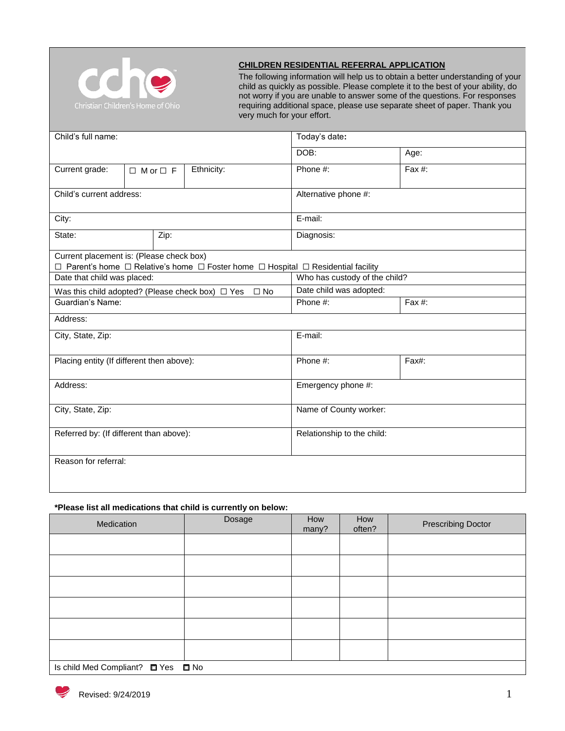Christian Children's Home of Ohio

## CHILDREN RESIDENTIAL REFERRAL APPLICATION

The following information will help us to obtain a better understanding of your child as quickly as possible. Please complete it to the best of your ability, do not worry if you are unable to answer some of the questions. For responses requiring additional space, please use separate sheet of paper. Thank you very much for your effort.

| | | | | |
|---|---|---|---|---|
| Child's full name: | | | Today's date: | |
| | | | DOB: | Age: |
| Current grade: | ☐ M or ☐ F | Ethnicity: | Phone #: | Fax #: |
| Child's current address: | | | Alternative phone #: | |
| City: | | | E-mail: | |
| State: | Zip: | | Diagnosis: | |
| Current placement is: (Please check box) ☐ Parent's home ☐ Relative's home ☐ Foster home ☐ Hospital ☐ Residential facility | | | | |
| Date that child was placed: | | | Who has custody of the child? | |
| Was this child adopted? (Please check box) ☐ Yes ☐ No | | | Date child was adopted: | |
| Guardian's Name: | | | Phone #: | Fax #: |
| Address: | | | | |
| City, State, Zip: | | | E-mail: | |
| Placing entity (If different then above): | | | Phone #: | Fax#: |
| Address: | | | Emergency phone #: | |
| City, State, Zip: | | | Name of County worker: | |
| Referred by: (If different than above): | | | Relationship to the child: | |
| Reason for referral: | | | | |

**\*Please list all medications that child is currently on below:**

| Medication | Dosage | How many? | How often? | Prescribing Doctor |
|---|---|---|---|---|
| | | | | |
| | | | | |
| | | | | |
| | | | | |
| | | | | |
| | | | | |
| Is child Med Compliant? ☐ Yes ☐ No | | | | |

Revised: 9/24/2019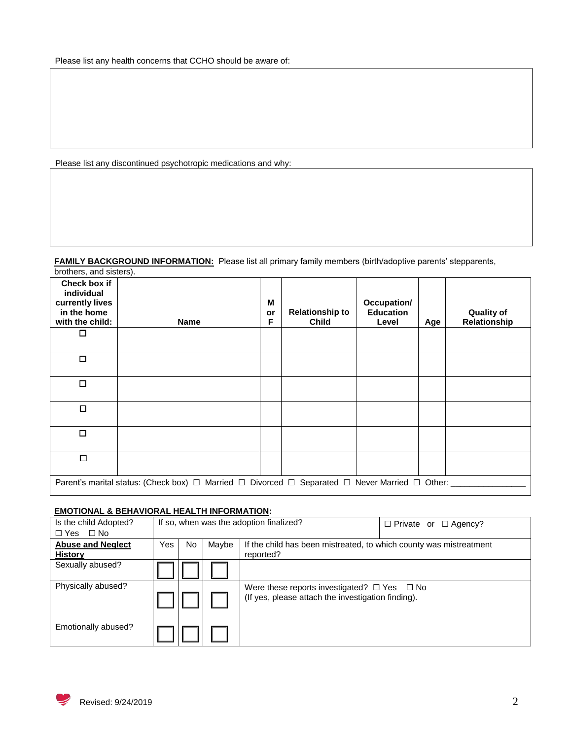Please list any health concerns that CCHO should be aware of:

| |
|---|
| |

Please list any discontinued psychotropic medications and why:

| |
|---|
| |

**FAMILY BACKGROUND INFORMATION:** Please list all primary family members (birth/adoptive parents' stepparents, brothers, and sisters).

| Check box if individual currently lives in the home with the child: | Name | M or F | Relationship to Child | Occupation/ Education Level | Age | Quality of Relationship |
|---|---|---|---|---|---|---|
| ☐ | | | | | | |
| ☐ | | | | | | |
| ☐ | | | | | | |
| ☐ | | | | | | |
| ☐ | | | | | | |
| ☐ | | | | | | |
| Parent's marital status: (Check box) ☐ Married ☐ Divorced ☐ Separated ☐ Never Married ☐ Other: _______________ | | | | | | |

**EMOTIONAL & BEHAVIORAL HEALTH INFORMATION:**

| Is the child Adopted? ☐ Yes ☐ No | If so, when was the adoption finalized? | | | ☐ Private or ☐ Agency? |
|---|---|---|---|---|
| **Abuse and Neglect History** | Yes | No | Maybe | If the child has been mistreated, to which county was mistreatment reported? |
| Sexually abused? | ☐ | ☐ | ☐ | |
| Physically abused? | ☐ | ☐ | ☐ | Were these reports investigated? ☐ Yes ☐ No (If yes, please attach the investigation finding). |
| Emotionally abused? | ☐ | ☐ | ☐ | |

Revised: 9/24/2019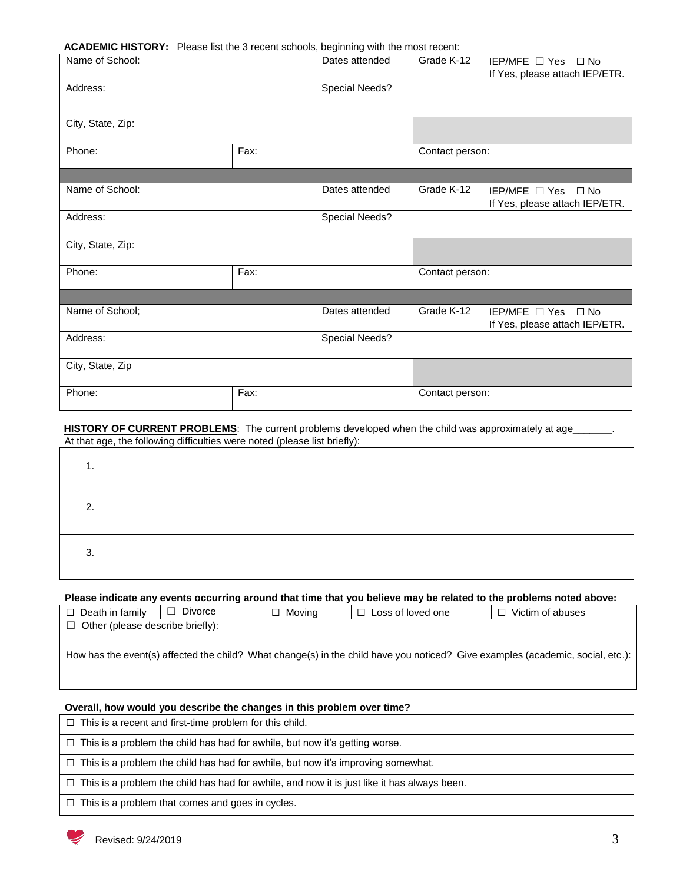**ACADEMIC HISTORY:** Please list the 3 recent schools, beginning with the most recent:

| Name of School: | | Dates attended | Grade K-12 | IEP/MFE ☐ Yes ☐ No<br>If Yes, please attach IEP/ETR. |
|---|---|---|---|---|
| Address: | | Special Needs? | | |
| City, State, Zip: | | | | |
| Phone: | Fax: | | Contact person: | |
| | | | | |
| Name of School: | | Dates attended | Grade K-12 | IEP/MFE ☐ Yes ☐ No<br>If Yes, please attach IEP/ETR. |
| Address: | | Special Needs? | | |
| City, State, Zip: | | | | |
| Phone: | Fax: | | Contact person: | |
| | | | | |
| Name of School; | | Dates attended | Grade K-12 | IEP/MFE ☐ Yes ☐ No<br>If Yes, please attach IEP/ETR. |
| Address: | | Special Needs? | | |
| City, State, Zip | | | | |
| Phone: | Fax: | | Contact person: | |

**HISTORY OF CURRENT PROBLEMS**: The current problems developed when the child was approximately at age_______.
At that age, the following difficulties were noted (please list briefly):

1.

2.

3.

**Please indicate any events occurring around that time that you believe may be related to the problems noted above:**

| ☐ Death in family | ☐ Divorce | ☐ Moving | ☐ Loss of loved one | ☐ Victim of abuses |
|---|---|---|---|---|
| ☐ Other (please describe briefly): | | | | |
| How has the event(s) affected the child? What change(s) in the child have you noticed? Give examples (academic, social, etc.): | | | | |

**Overall, how would you describe the changes in this problem over time?**

- ☐ This is a recent and first-time problem for this child.
- ☐ This is a problem the child has had for awhile, but now it's getting worse.
- ☐ This is a problem the child has had for awhile, but now it's improving somewhat.
- ☐ This is a problem the child has had for awhile, and now it is just like it has always been.
- ☐ This is a problem that comes and goes in cycles.

Revised: 9/24/2019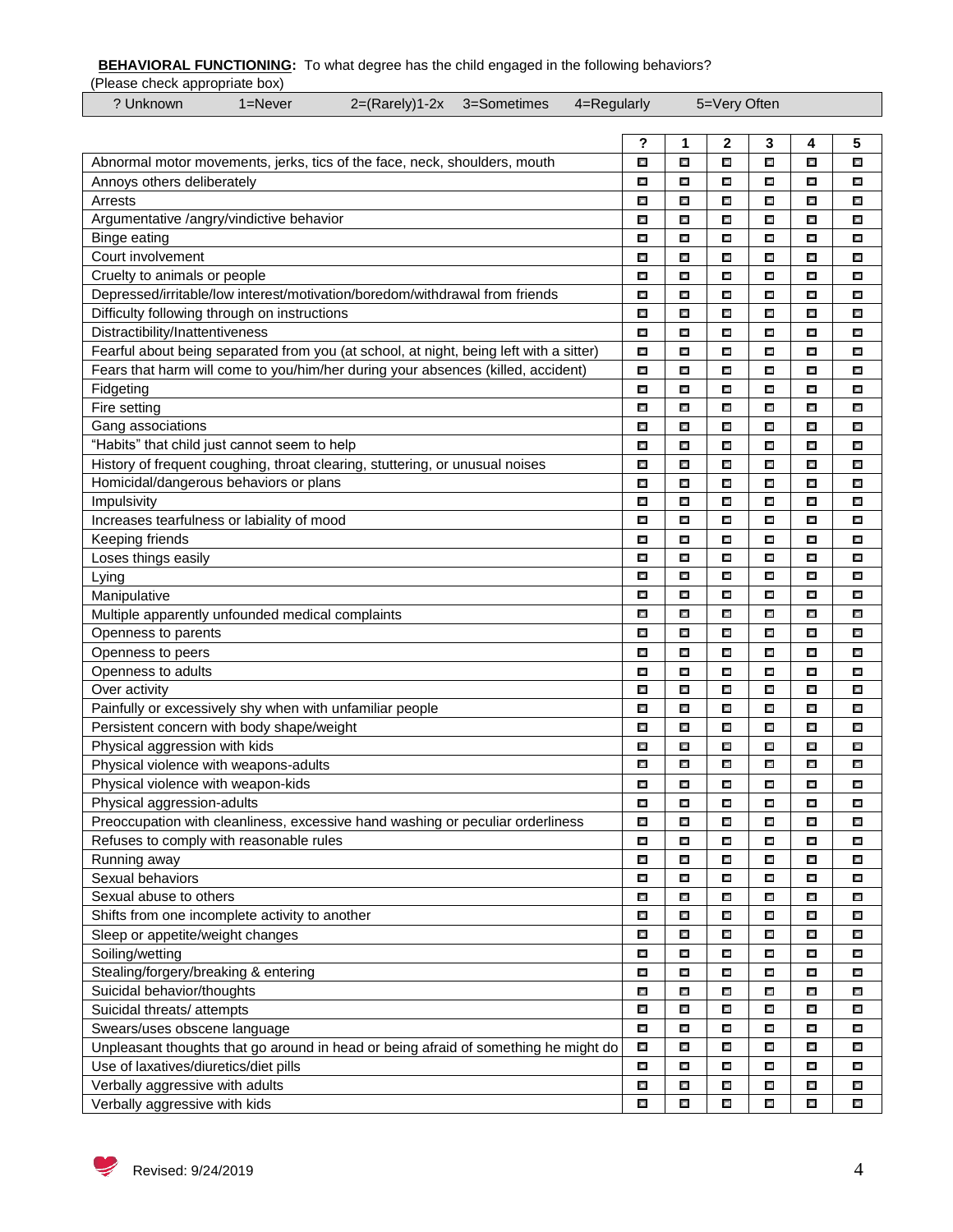**BEHAVIORAL FUNCTIONING:** To what degree has the child engaged in the following behaviors?

(Please check appropriate box)

| ? Unknown | 1=Never | 2=(Rarely)1-2x | 3=Sometimes | 4=Regularly | 5=Very Often |
|---|---|---|---|---|---|

| | ? | 1 | 2 | 3 | 4 | 5 |
|---|---|---|---|---|---|---|
| Abnormal motor movements, jerks, tics of the face, neck, shoulders, mouth | ☐ | ☐ | ☐ | ☐ | ☐ | ☐ |
| Annoys others deliberately | ☐ | ☐ | ☐ | ☐ | ☐ | ☐ |
| Arrests | ☐ | ☐ | ☐ | ☐ | ☐ | ☐ |
| Argumentative /angry/vindictive behavior | ☐ | ☐ | ☐ | ☐ | ☐ | ☐ |
| Binge eating | ☐ | ☐ | ☐ | ☐ | ☐ | ☐ |
| Court involvement | ☐ | ☐ | ☐ | ☐ | ☐ | ☐ |
| Cruelty to animals or people | ☐ | ☐ | ☐ | ☐ | ☐ | ☐ |
| Depressed/irritable/low interest/motivation/boredom/withdrawal from friends | ☐ | ☐ | ☐ | ☐ | ☐ | ☐ |
| Difficulty following through on instructions | ☐ | ☐ | ☐ | ☐ | ☐ | ☐ |
| Distractibility/Inattentiveness | ☐ | ☐ | ☐ | ☐ | ☐ | ☐ |
| Fearful about being separated from you (at school, at night, being left with a sitter) | ☐ | ☐ | ☐ | ☐ | ☐ | ☐ |
| Fears that harm will come to you/him/her during your absences (killed, accident) | ☐ | ☐ | ☐ | ☐ | ☐ | ☐ |
| Fidgeting | ☐ | ☐ | ☐ | ☐ | ☐ | ☐ |
| Fire setting | ☐ | ☐ | ☐ | ☐ | ☐ | ☐ |
| Gang associations | ☐ | ☐ | ☐ | ☐ | ☐ | ☐ |
| “Habits” that child just cannot seem to help | ☐ | ☐ | ☐ | ☐ | ☐ | ☐ |
| History of frequent coughing, throat clearing, stuttering, or unusual noises | ☐ | ☐ | ☐ | ☐ | ☐ | ☐ |
| Homicidal/dangerous behaviors or plans | ☐ | ☐ | ☐ | ☐ | ☐ | ☐ |
| Impulsivity | ☐ | ☐ | ☐ | ☐ | ☐ | ☐ |
| Increases tearfulness or labiality of mood | ☐ | ☐ | ☐ | ☐ | ☐ | ☐ |
| Keeping friends | ☐ | ☐ | ☐ | ☐ | ☐ | ☐ |
| Loses things easily | ☐ | ☐ | ☐ | ☐ | ☐ | ☐ |
| Lying | ☐ | ☐ | ☐ | ☐ | ☐ | ☐ |
| Manipulative | ☐ | ☐ | ☐ | ☐ | ☐ | ☐ |
| Multiple apparently unfounded medical complaints | ☐ | ☐ | ☐ | ☐ | ☐ | ☐ |
| Openness to parents | ☐ | ☐ | ☐ | ☐ | ☐ | ☐ |
| Openness to peers | ☐ | ☐ | ☐ | ☐ | ☐ | ☐ |
| Openness to adults | ☐ | ☐ | ☐ | ☐ | ☐ | ☐ |
| Over activity | ☐ | ☐ | ☐ | ☐ | ☐ | ☐ |
| Painfully or excessively shy when with unfamiliar people | ☐ | ☐ | ☐ | ☐ | ☐ | ☐ |
| Persistent concern with body shape/weight | ☐ | ☐ | ☐ | ☐ | ☐ | ☐ |
| Physical aggression with kids | ☐ | ☐ | ☐ | ☐ | ☐ | ☐ |
| Physical violence with weapons-adults | ☐ | ☐ | ☐ | ☐ | ☐ | ☐ |
| Physical violence with weapon-kids | ☐ | ☐ | ☐ | ☐ | ☐ | ☐ |
| Physical aggression-adults | ☐ | ☐ | ☐ | ☐ | ☐ | ☐ |
| Preoccupation with cleanliness, excessive hand washing or peculiar orderliness | ☐ | ☐ | ☐ | ☐ | ☐ | ☐ |
| Refuses to comply with reasonable rules | ☐ | ☐ | ☐ | ☐ | ☐ | ☐ |
| Running away | ☐ | ☐ | ☐ | ☐ | ☐ | ☐ |
| Sexual behaviors | ☐ | ☐ | ☐ | ☐ | ☐ | ☐ |
| Sexual abuse to others | ☐ | ☐ | ☐ | ☐ | ☐ | ☐ |
| Shifts from one incomplete activity to another | ☐ | ☐ | ☐ | ☐ | ☐ | ☐ |
| Sleep or appetite/weight changes | ☐ | ☐ | ☐ | ☐ | ☐ | ☐ |
| Soiling/wetting | ☐ | ☐ | ☐ | ☐ | ☐ | ☐ |
| Stealing/forgery/breaking & entering | ☐ | ☐ | ☐ | ☐ | ☐ | ☐ |
| Suicidal behavior/thoughts | ☐ | ☐ | ☐ | ☐ | ☐ | ☐ |
| Suicidal threats/ attempts | ☐ | ☐ | ☐ | ☐ | ☐ | ☐ |
| Swears/uses obscene language | ☐ | ☐ | ☐ | ☐ | ☐ | ☐ |
| Unpleasant thoughts that go around in head or being afraid of something he might do | ☐ | ☐ | ☐ | ☐ | ☐ | ☐ |
| Use of laxatives/diuretics/diet pills | ☐ | ☐ | ☐ | ☐ | ☐ | ☐ |
| Verbally aggressive with adults | ☐ | ☐ | ☐ | ☐ | ☐ | ☐ |
| Verbally aggressive with kids | ☐ | ☐ | ☐ | ☐ | ☐ | ☐ |

Revised: 9/24/2019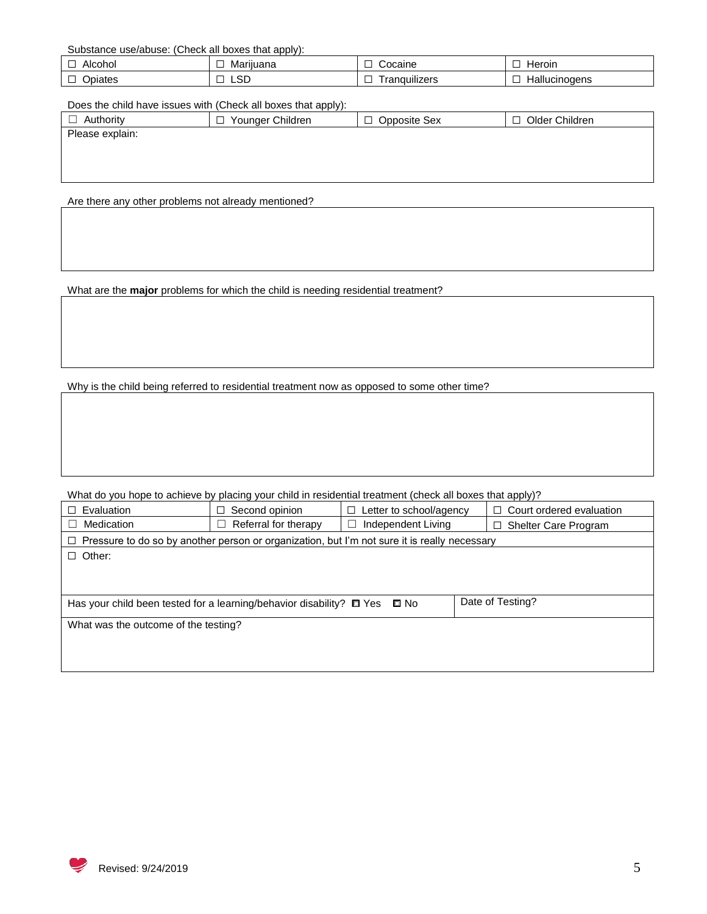Substance use/abuse: (Check all boxes that apply):

| | | | |
|---|---|---|---|
| ☐ Alcohol | ☐ Marijuana | ☐ Cocaine | ☐ Heroin |
| ☐ Opiates | ☐ LSD | ☐ Tranquilizers | ☐ Hallucinogens |

Does the child have issues with (Check all boxes that apply):

| | | | |
|---|---|---|---|
| ☐ Authority | ☐ Younger Children | ☐ Opposite Sex | ☐ Older Children |
| Please explain: | | | |

Are there any other problems not already mentioned?

What are the **major** problems for which the child is needing residential treatment?

Why is the child being referred to residential treatment now as opposed to some other time?

What do you hope to achieve by placing your child in residential treatment (check all boxes that apply)?

| | | | |
|---|---|---|---|
| ☐ Evaluation | ☐ Second opinion | ☐ Letter to school/agency | ☐ Court ordered evaluation |
| ☐ Medication | ☐ Referral for therapy | ☐ Independent Living | ☐ Shelter Care Program |
| ☐ Pressure to do so by another person or organization, but I'm not sure it is really necessary | | | |
| ☐ Other: | | | |

| | |
|---|---|
| Has your child been tested for a learning/behavior disability? ☐ Yes ☐ No | Date of Testing? |
| What was the outcome of the testing? | |

Revised: 9/24/2019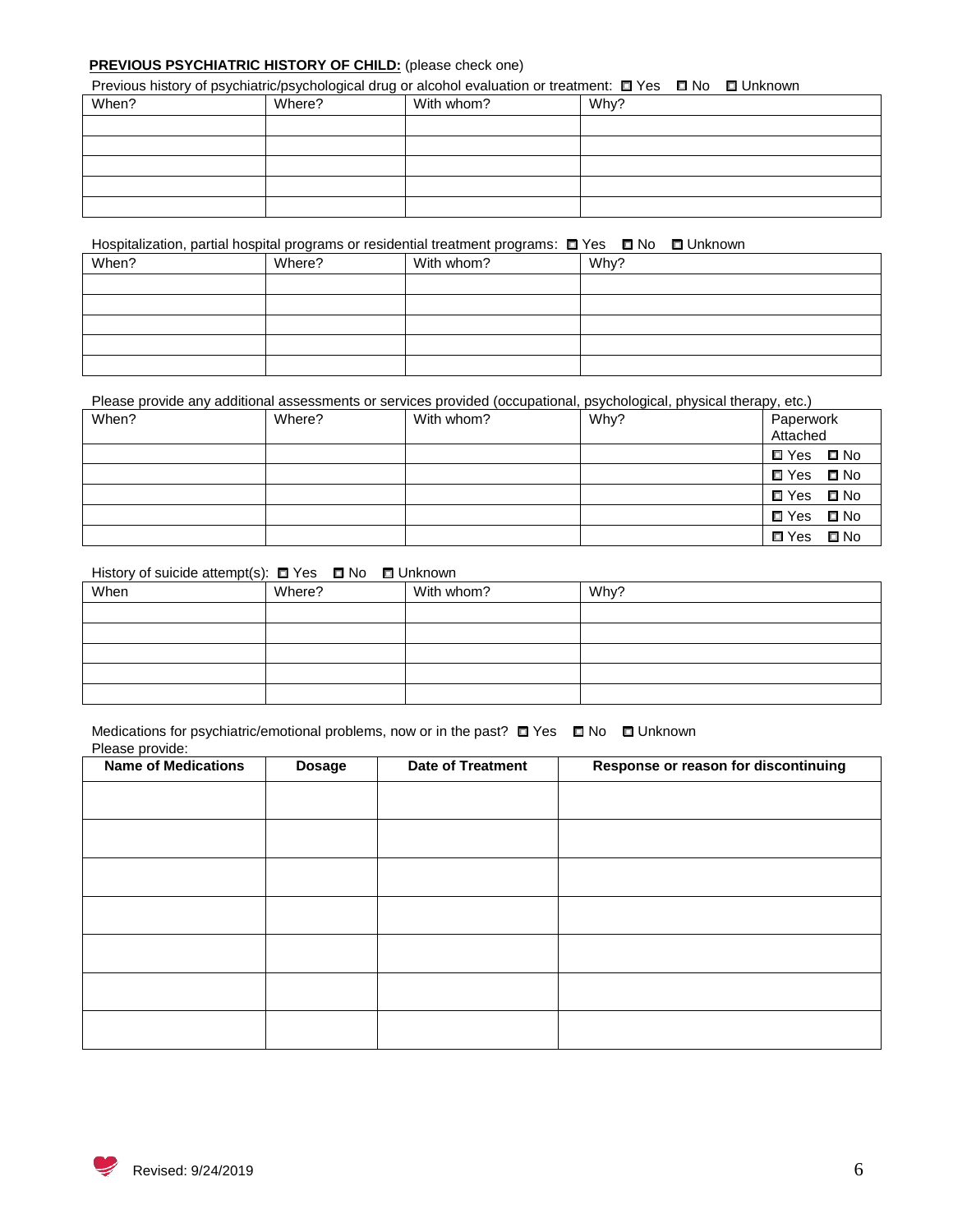**PREVIOUS PSYCHIATRIC HISTORY OF CHILD:** (please check one)

Previous history of psychiatric/psychological drug or alcohol evaluation or treatment: ☐ Yes ☐ No ☐ Unknown

| When? | Where? | With whom? | Why? |
|---|---|---|---|
| | | | |
| | | | |
| | | | |
| | | | |
| | | | |

Hospitalization, partial hospital programs or residential treatment programs: ☐ Yes ☐ No ☐ Unknown

| When? | Where? | With whom? | Why? |
|---|---|---|---|
| | | | |
| | | | |
| | | | |
| | | | |
| | | | |

Please provide any additional assessments or services provided (occupational, psychological, physical therapy, etc.)

| When? | Where? | With whom? | Why? | Paperwork Attached |
|---|---|---|---|---|
| | | | | ☐ Yes ☐ No |
| | | | | ☐ Yes ☐ No |
| | | | | ☐ Yes ☐ No |
| | | | | ☐ Yes ☐ No |
| | | | | ☐ Yes ☐ No |

History of suicide attempt(s): ☐ Yes ☐ No ☐ Unknown

| When | Where? | With whom? | Why? |
|---|---|---|---|
| | | | |
| | | | |
| | | | |
| | | | |
| | | | |

Medications for psychiatric/emotional problems, now or in the past? ☐ Yes ☐ No ☐ Unknown

Please provide:

| Name of Medications | Dosage | Date of Treatment | Response or reason for discontinuing |
|---|---|---|---|
| | | | |
| | | | |
| | | | |
| | | | |
| | | | |
| | | | |
| | | | |

Revised: 9/24/2019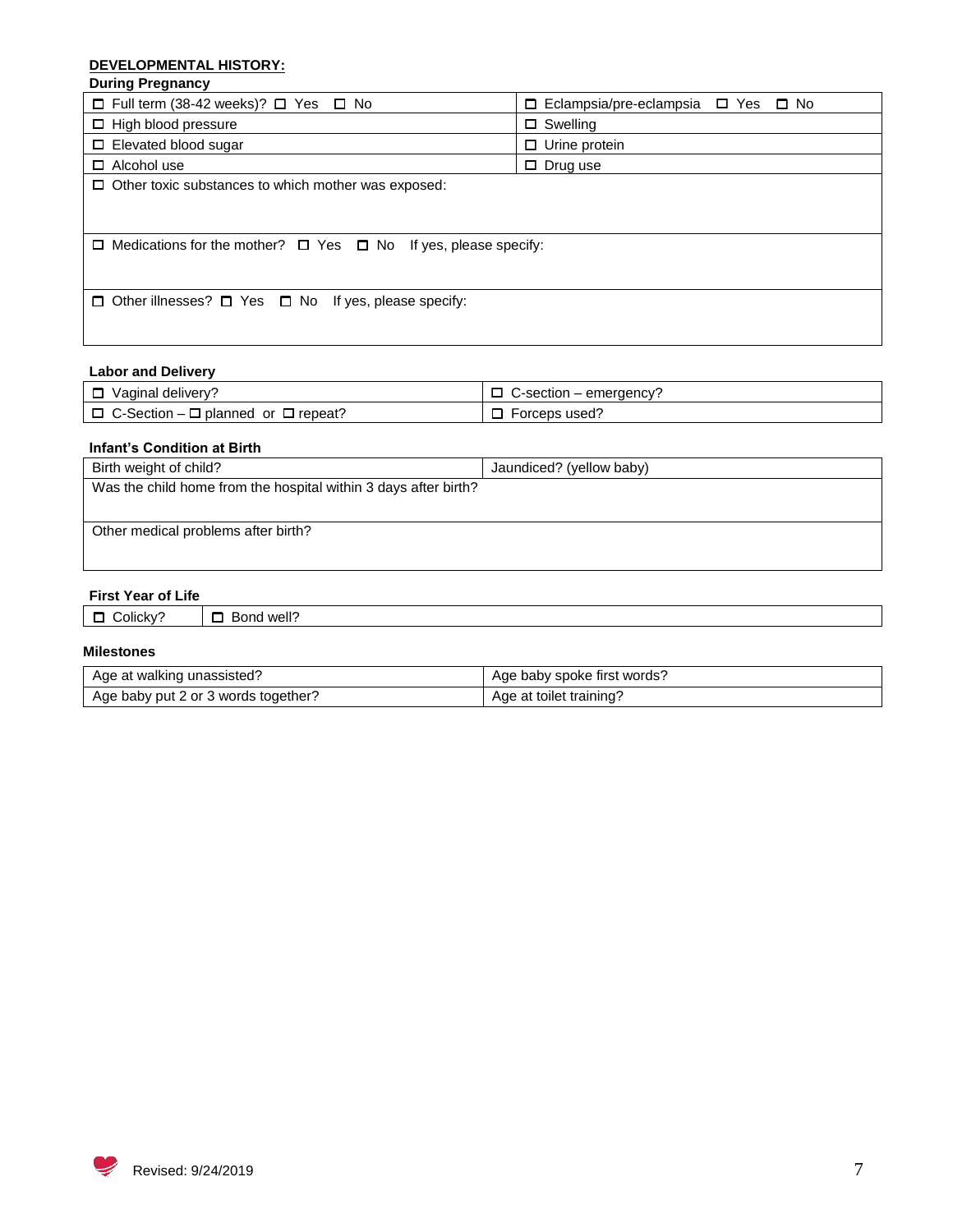## DEVELOPMENTAL HISTORY:

**During Pregnancy**

| | |
|---|---|
| ☐ Full term (38-42 weeks)? ☐ Yes ☐ No | ☐ Eclampsia/pre-eclampsia ☐ Yes ☐ No |
| ☐ High blood pressure | ☐ Swelling |
| ☐ Elevated blood sugar | ☐ Urine protein |
| ☐ Alcohol use | ☐ Drug use |
| ☐ Other toxic substances to which mother was exposed: | |
| ☐ Medications for the mother? ☐ Yes ☐ No If yes, please specify: | |
| ☐ Other illnesses? ☐ Yes ☐ No If yes, please specify: | |

**Labor and Delivery**

| | |
|---|---|
| ☐ Vaginal delivery? | ☐ C-section – emergency? |
| ☐ C-Section – ☐ planned or ☐ repeat? | ☐ Forceps used? |

**Infant's Condition at Birth**

| | |
|---|---|
| Birth weight of child? | Jaundiced? (yellow baby) |
| Was the child home from the hospital within 3 days after birth? | |
| Other medical problems after birth? | |

**First Year of Life**

| | |
|---|---|
| ☐ Colicky? | ☐ Bond well? |

**Milestones**

| | |
|---|---|
| Age at walking unassisted? | Age baby spoke first words? |
| Age baby put 2 or 3 words together? | Age at toilet training? |

Revised: 9/24/2019